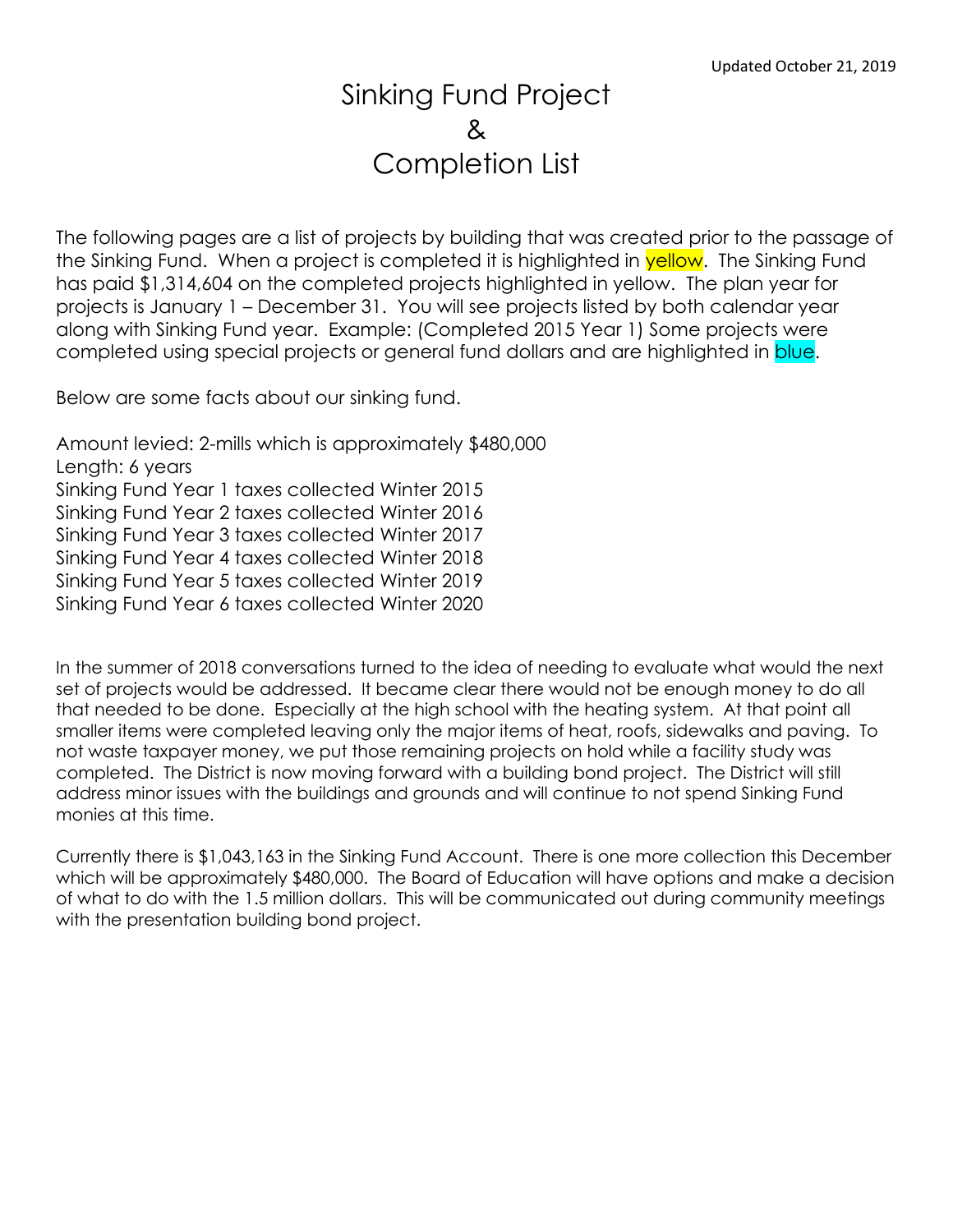Updated October 21, 2019

# Sinking Fund Project & Completion List

The following pages are a list of projects by building that was created prior to the passage of the Sinking Fund. When a project is completed it is highlighted in yellow. The Sinking Fund has paid $1,314,604 on the completed projects highlighted in yellow. The plan year for projects is January 1 – December 31. You will see projects listed by both calendar year along with Sinking Fund year. Example: (Completed 2015 Year 1) Some projects were completed using special projects or general fund dollars and are highlighted in blue.

Below are some facts about our sinking fund.

Amount levied: 2-mills which is approximately $480,000
Length: 6 years
Sinking Fund Year 1 taxes collected Winter 2015
Sinking Fund Year 2 taxes collected Winter 2016
Sinking Fund Year 3 taxes collected Winter 2017
Sinking Fund Year 4 taxes collected Winter 2018
Sinking Fund Year 5 taxes collected Winter 2019
Sinking Fund Year 6 taxes collected Winter 2020

In the summer of 2018 conversations turned to the idea of needing to evaluate what would the next set of projects would be addressed. It became clear there would not be enough money to do all that needed to be done. Especially at the high school with the heating system. At that point all smaller items were completed leaving only the major items of heat, roofs, sidewalks and paving. To not waste taxpayer money, we put those remaining projects on hold while a facility study was completed. The District is now moving forward with a building bond project. The District will still address minor issues with the buildings and grounds and will continue to not spend Sinking Fund monies at this time.

Currently there is $1,043,163 in the Sinking Fund Account. There is one more collection this December which will be approximately $480,000. The Board of Education will have options and make a decision of what to do with the 1.5 million dollars. This will be communicated out during community meetings with the presentation building bond project.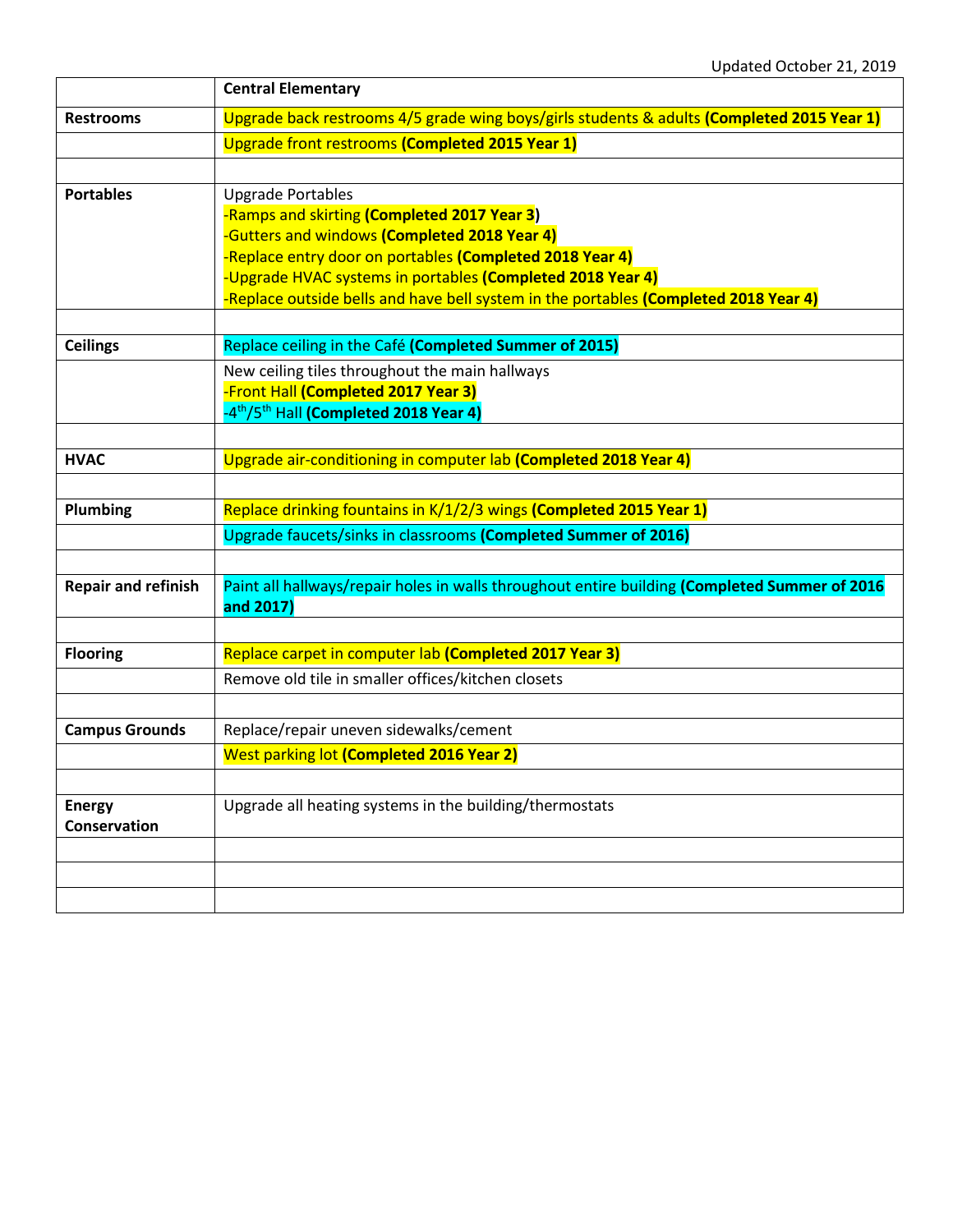Updated October 21, 2019

| | **Central Elementary** |
|---|---|
| **Restrooms** | Upgrade back restrooms 4/5 grade wing boys/girls students & adults **(Completed 2015 Year 1)** |
| | Upgrade front restrooms **(Completed 2015 Year 1)** |
| | |
| **Portables** | Upgrade Portables<br>-Ramps and skirting **(Completed 2017 Year 3)**<br>-Gutters and windows **(Completed 2018 Year 4)**<br>-Replace entry door on portables **(Completed 2018 Year 4)**<br>-Upgrade HVAC systems in portables **(Completed 2018 Year 4)**<br>-Replace outside bells and have bell system in the portables **(Completed 2018 Year 4)** |
| | |
| **Ceilings** | Replace ceiling in the Café **(Completed Summer of 2015)** |
| | New ceiling tiles throughout the main hallways<br>-Front Hall **(Completed 2017 Year 3)**<br>-4th/5th Hall **(Completed 2018 Year 4)** |
| | |
| **HVAC** | Upgrade air-conditioning in computer lab **(Completed 2018 Year 4)** |
| | |
| **Plumbing** | Replace drinking fountains in K/1/2/3 wings **(Completed 2015 Year 1)** |
| | Upgrade faucets/sinks in classrooms **(Completed Summer of 2016)** |
| | |
| **Repair and refinish** | Paint all hallways/repair holes in walls throughout entire building **(Completed Summer of 2016 and 2017)** |
| | |
| **Flooring** | Replace carpet in computer lab **(Completed 2017 Year 3)** |
| | Remove old tile in smaller offices/kitchen closets |
| | |
| **Campus Grounds** | Replace/repair uneven sidewalks/cement |
| | West parking lot **(Completed 2016 Year 2)** |
| | |
| **Energy Conservation** | Upgrade all heating systems in the building/thermostats |
| | |
| | |
| | |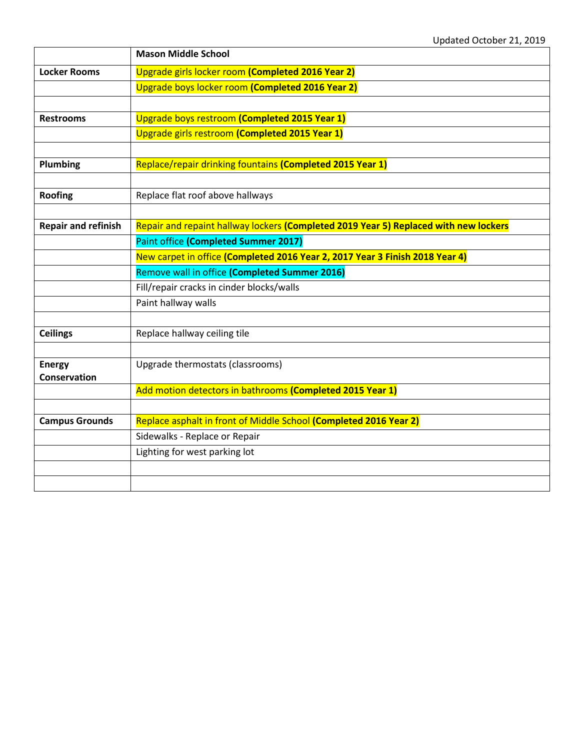Updated October 21, 2019

| | **Mason Middle School** |
|---|---|
| **Locker Rooms** | Upgrade girls locker room **(Completed 2016 Year 2)** |
| | Upgrade boys locker room **(Completed 2016 Year 2)** |
| | |
| **Restrooms** | Upgrade boys restroom **(Completed 2015 Year 1)** |
| | Upgrade girls restroom **(Completed 2015 Year 1)** |
| | |
| **Plumbing** | Replace/repair drinking fountains **(Completed 2015 Year 1)** |
| | |
| **Roofing** | Replace flat roof above hallways |
| | |
| **Repair and refinish** | Repair and repaint hallway lockers **(Completed 2019 Year 5) Replaced with new lockers** |
| | Paint office **(Completed Summer 2017)** |
| | New carpet in office **(Completed 2016 Year 2, 2017 Year 3 Finish 2018 Year 4)** |
| | Remove wall in office **(Completed Summer 2016)** |
| | Fill/repair cracks in cinder blocks/walls |
| | Paint hallway walls |
| | |
| **Ceilings** | Replace hallway ceiling tile |
| | |
| **Energy Conservation** | Upgrade thermostats (classrooms) |
| | Add motion detectors in bathrooms **(Completed 2015 Year 1)** |
| | |
| **Campus Grounds** | Replace asphalt in front of Middle School **(Completed 2016 Year 2)** |
| | Sidewalks - Replace or Repair |
| | Lighting for west parking lot |
| | |
| | |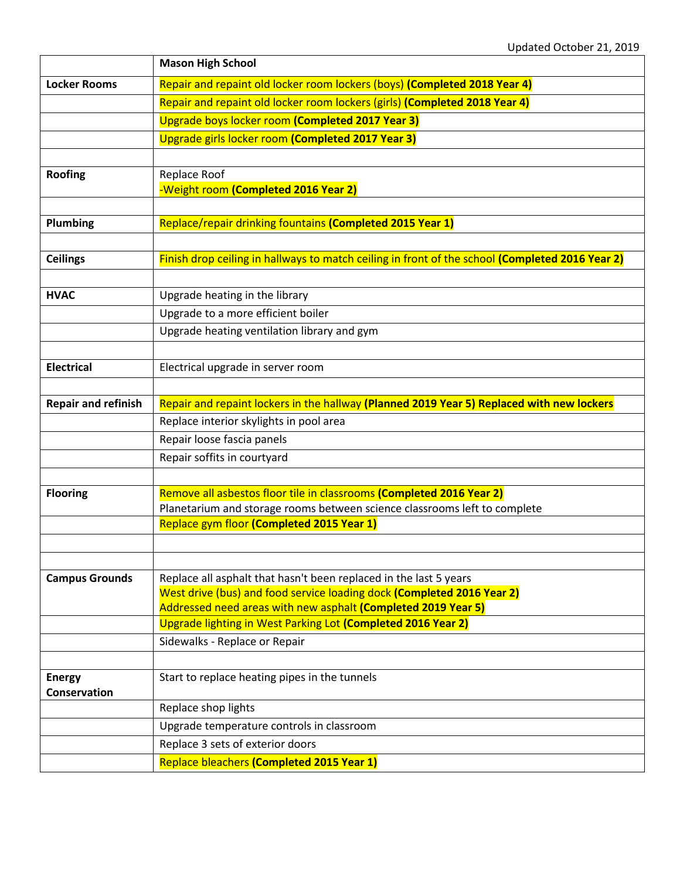Updated October 21, 2019

| | Mason High School |
|---|---|
| **Locker Rooms** | Repair and repaint old locker room lockers (boys) **(Completed 2018 Year 4)** |
| | Repair and repaint old locker room lockers (girls) **(Completed 2018 Year 4)** |
| | Upgrade boys locker room **(Completed 2017 Year 3)** |
| | Upgrade girls locker room **(Completed 2017 Year 3)** |
| | |
| **Roofing** | Replace Roof<br>-Weight room **(Completed 2016 Year 2)** |
| | |
| **Plumbing** | Replace/repair drinking fountains **(Completed 2015 Year 1)** |
| | |
| **Ceilings** | Finish drop ceiling in hallways to match ceiling in front of the school **(Completed 2016 Year 2)** |
| | |
| **HVAC** | Upgrade heating in the library |
| | Upgrade to a more efficient boiler |
| | Upgrade heating ventilation library and gym |
| | |
| **Electrical** | Electrical upgrade in server room |
| | |
| **Repair and refinish** | Repair and repaint lockers in the hallway **(Planned 2019 Year 5) Replaced with new lockers** |
| | Replace interior skylights in pool area |
| | Repair loose fascia panels |
| | Repair soffits in courtyard |
| | |
| **Flooring** | Remove all asbestos floor tile in classrooms **(Completed 2016 Year 2)**<br>Planetarium and storage rooms between science classrooms left to complete |
| | Replace gym floor **(Completed 2015 Year 1)** |
| | |
| | |
| **Campus Grounds** | Replace all asphalt that hasn't been replaced in the last 5 years<br>West drive (bus) and food service loading dock **(Completed 2016 Year 2)**<br>Addressed need areas with new asphalt **(Completed 2019 Year 5)** |
| | Upgrade lighting in West Parking Lot **(Completed 2016 Year 2)** |
| | Sidewalks - Replace or Repair |
| | |
| **Energy Conservation** | Start to replace heating pipes in the tunnels |
| | Replace shop lights |
| | Upgrade temperature controls in classroom |
| | Replace 3 sets of exterior doors |
| | Replace bleachers **(Completed 2015 Year 1)** |